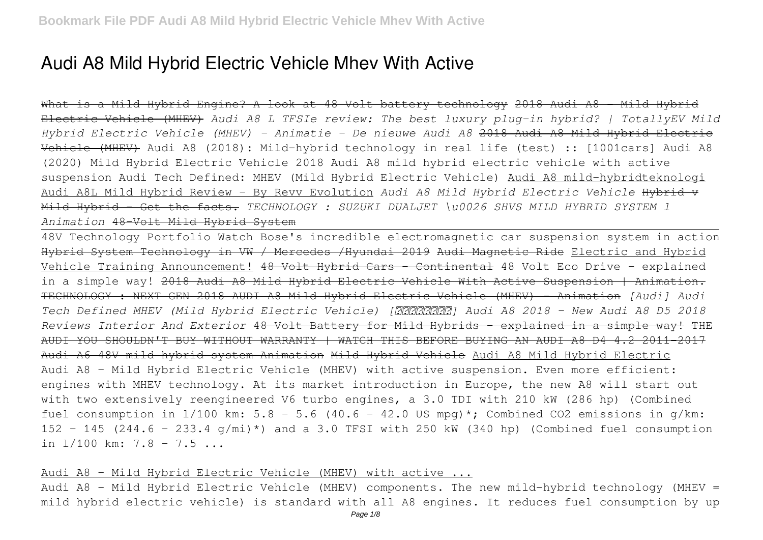# Audi A8 Mild Hybrid Electric Vehicle Mhev With Active

What is a Mild Hybrid Engine? A look at 48 Volt battery technology 2018 Audi A8 - Mild Hybrid Electric Vehicle (MHEV) *Audi A8 L TFSIe review: The best luxury plug-in hybrid? | TotallyEV Mild Hybrid Electric Vehicle (MHEV) - Animatie - De nieuwe Audi A8* 2018 Audi A8 Mild Hybrid Electric Vehicle (MHEV) Audi A8 (2018): Mild-hybrid technology in real life (test) :: [1001cars] Audi A8 (2020) Mild Hybrid Electric Vehicle 2018 Audi A8 mild hybrid electric vehicle with active suspension Audi Tech Defined: MHEV (Mild Hybrid Electric Vehicle) Audi A8 mild-hybridteknologi Audi A8L Mild Hybrid Review - By Revv Evolution *Audi A8 Mild Hybrid Electric Vehicle* Hybrid v Mild Hybrid - Get the facts. *TECHNOLOGY : SUZUKI DUALJET \u0026 SHVS MILD HYBRID SYSTEM l Animation* 48-Volt Mild Hybrid System

48V Technology Portfolio Watch Bose's incredible electromagnetic car suspension system in action Hybrid System Technology in VW / Mercedes /Hyundai 2019 Audi Magnetic Ride Electric and Hybrid Vehicle Training Announcement! 48 Volt Hybrid Cars - Continental 48 Volt Eco Drive - explained in a simple way! 2018 Audi A8 Mild Hybrid Electric Vehicle With Active Suspension | Animation. TECHNOLOGY : NEXT GEN 2018 AUDI A8 Mild Hybrid Electric Vehicle (MHEV) - Animation *[Audi] Audi Tech Defined MHEV (Mild Hybrid Electric Vehicle) [????????] Audi A8 2018 - New Audi A8 D5 2018 Reviews Interior And Exterior* 48 Volt Battery for Mild Hybrids - explained in a simple way! THE AUDI YOU SHOULDN'T BUY WITHOUT WARRANTY | WATCH THIS BEFORE BUYING AN AUDI A8 D4 4.2 2011-2017 Audi A6 48V mild hybrid system Animation Mild Hybrid Vehicle Audi A8 Mild Hybrid Electric

Audi A8 - Mild Hybrid Electric Vehicle (MHEV) with active suspension. Even more efficient: engines with MHEV technology. At its market introduction in Europe, the new A8 will start out with two extensively reengineered V6 turbo engines, a 3.0 TDI with 210 kW (286 hp) (Combined fuel consumption in l/100 km: 5.8 - 5.6 (40.6 - 42.0 US mpg)*; Combined CO2 emissions in g/km: 152 - 145 (244.6 - 233.4 g/mi)*) and a 3.0 TFSI with 250 kW (340 hp) (Combined fuel consumption in l/100 km: 7.8 - 7.5 ...

## Audi A8 - Mild Hybrid Electric Vehicle (MHEV) with active ...

Audi A8 - Mild Hybrid Electric Vehicle (MHEV) components. The new mild-hybrid technology (MHEV = mild hybrid electric vehicle) is standard with all A8 engines. It reduces fuel consumption by up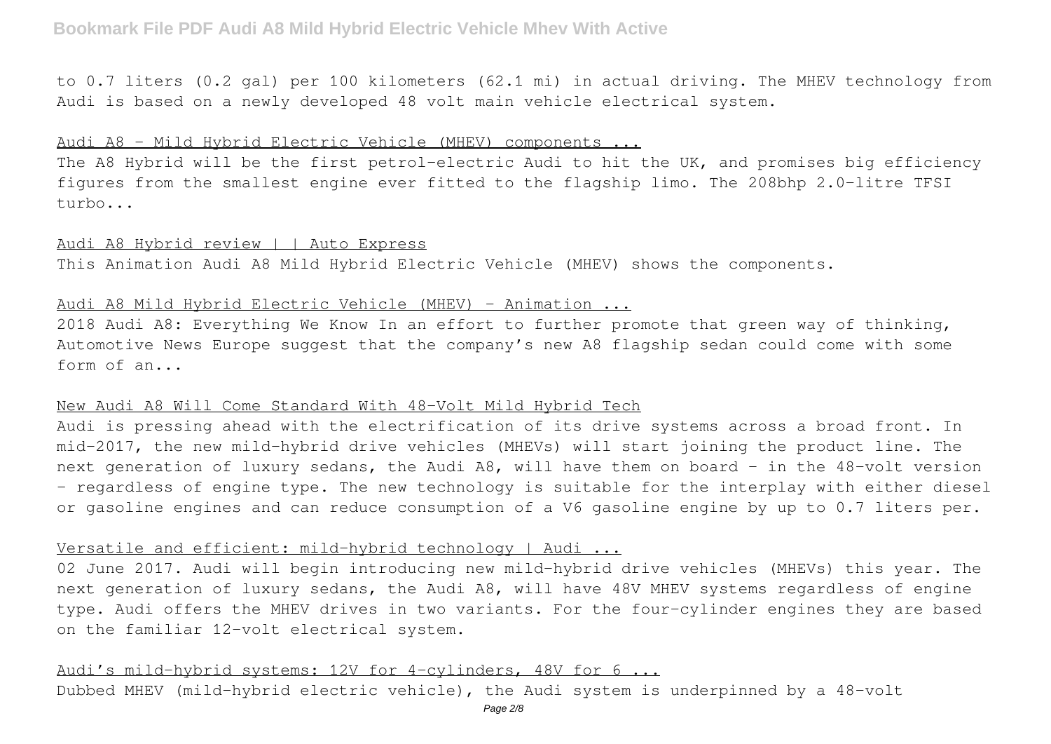to 0.7 liters (0.2 gal) per 100 kilometers (62.1 mi) in actual driving. The MHEV technology from Audi is based on a newly developed 48 volt main vehicle electrical system.

## Audi A8 - Mild Hybrid Electric Vehicle (MHEV) components ...

The A8 Hybrid will be the first petrol-electric Audi to hit the UK, and promises big efficiency figures from the smallest engine ever fitted to the flagship limo. The 208bhp 2.0-litre TFSI turbo...

## Audi A8 Hybrid review | | Auto Express

This Animation Audi A8 Mild Hybrid Electric Vehicle (MHEV) shows the components.

## Audi A8 Mild Hybrid Electric Vehicle (MHEV) - Animation ...

2018 Audi A8: Everything We Know In an effort to further promote that green way of thinking, Automotive News Europe suggest that the company's new A8 flagship sedan could come with some form of an...

## New Audi A8 Will Come Standard With 48-Volt Mild Hybrid Tech

Audi is pressing ahead with the electrification of its drive systems across a broad front. In mid-2017, the new mild-hybrid drive vehicles (MHEVs) will start joining the product line. The next generation of luxury sedans, the Audi A8, will have them on board – in the 48-volt version – regardless of engine type. The new technology is suitable for the interplay with either diesel or gasoline engines and can reduce consumption of a V6 gasoline engine by up to 0.7 liters per.

## Versatile and efficient: mild-hybrid technology | Audi ...

02 June 2017. Audi will begin introducing new mild-hybrid drive vehicles (MHEVs) this year. The next generation of luxury sedans, the Audi A8, will have 48V MHEV systems regardless of engine type. Audi offers the MHEV drives in two variants. For the four-cylinder engines they are based on the familiar 12-volt electrical system.

## Audi's mild-hybrid systems: 12V for 4-cylinders, 48V for 6 ...

Dubbed MHEV (mild-hybrid electric vehicle), the Audi system is underpinned by a 48-volt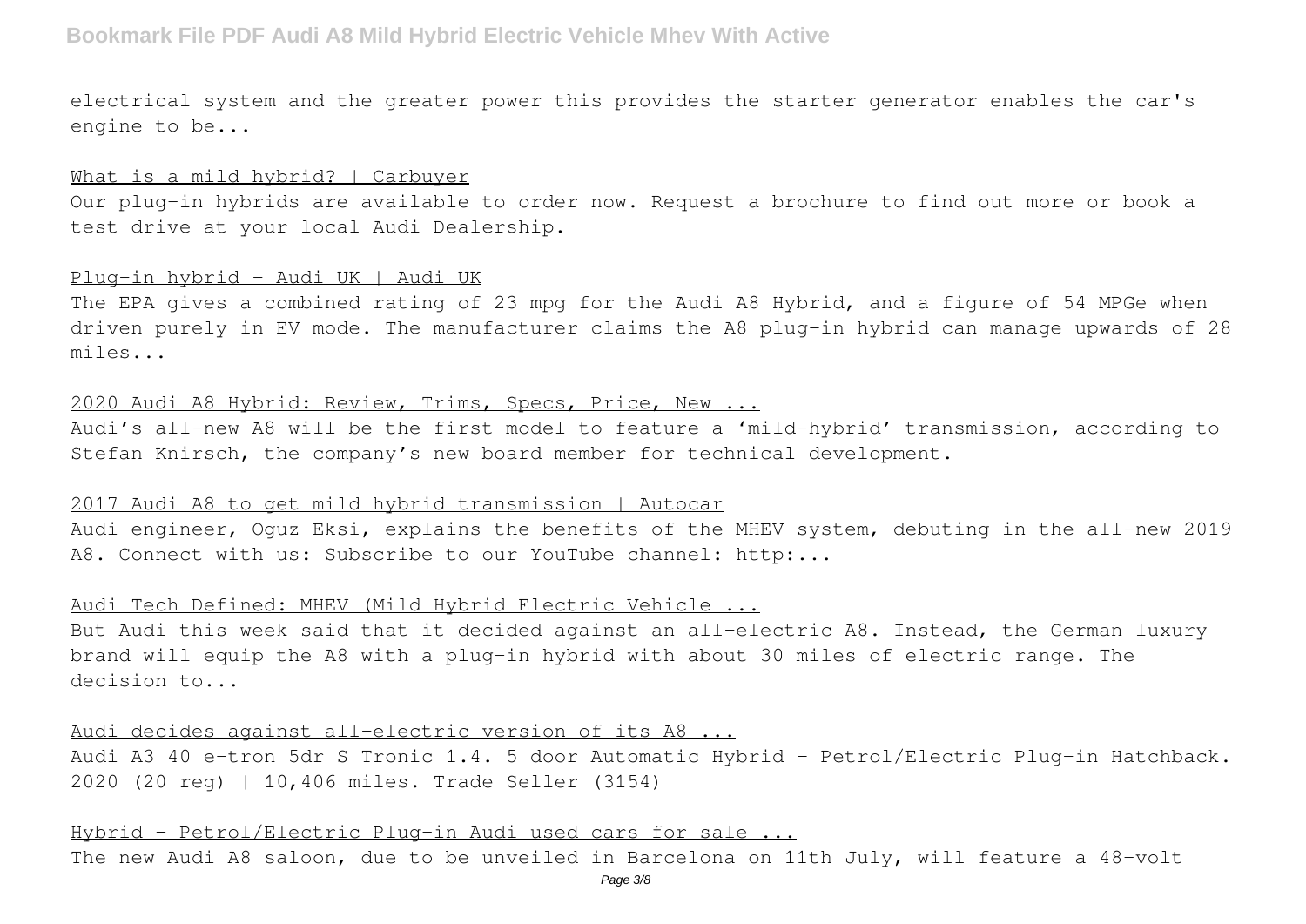electrical system and the greater power this provides the starter generator enables the car's engine to be...

What is a mild hybrid? | Carbuyer

Our plug-in hybrids are available to order now. Request a brochure to find out more or book a test drive at your local Audi Dealership.

Plug-in hybrid - Audi UK | Audi UK

The EPA gives a combined rating of 23 mpg for the Audi A8 Hybrid, and a figure of 54 MPGe when driven purely in EV mode. The manufacturer claims the A8 plug-in hybrid can manage upwards of 28 miles...

2020 Audi A8 Hybrid: Review, Trims, Specs, Price, New ...

Audi's all-new A8 will be the first model to feature a 'mild-hybrid' transmission, according to Stefan Knirsch, the company's new board member for technical development.

2017 Audi A8 to get mild hybrid transmission | Autocar

Audi engineer, Oguz Eksi, explains the benefits of the MHEV system, debuting in the all-new 2019 A8. Connect with us: Subscribe to our YouTube channel: http:...

Audi Tech Defined: MHEV (Mild Hybrid Electric Vehicle ...

But Audi this week said that it decided against an all-electric A8. Instead, the German luxury brand will equip the A8 with a plug-in hybrid with about 30 miles of electric range. The decision to...

Audi decides against all-electric version of its A8 ...

Audi A3 40 e-tron 5dr S Tronic 1.4. 5 door Automatic Hybrid – Petrol/Electric Plug-in Hatchback. 2020 (20 reg) | 10,406 miles. Trade Seller (3154)

Hybrid – Petrol/Electric Plug-in Audi used cars for sale ...

The new Audi A8 saloon, due to be unveiled in Barcelona on 11th July, will feature a 48-volt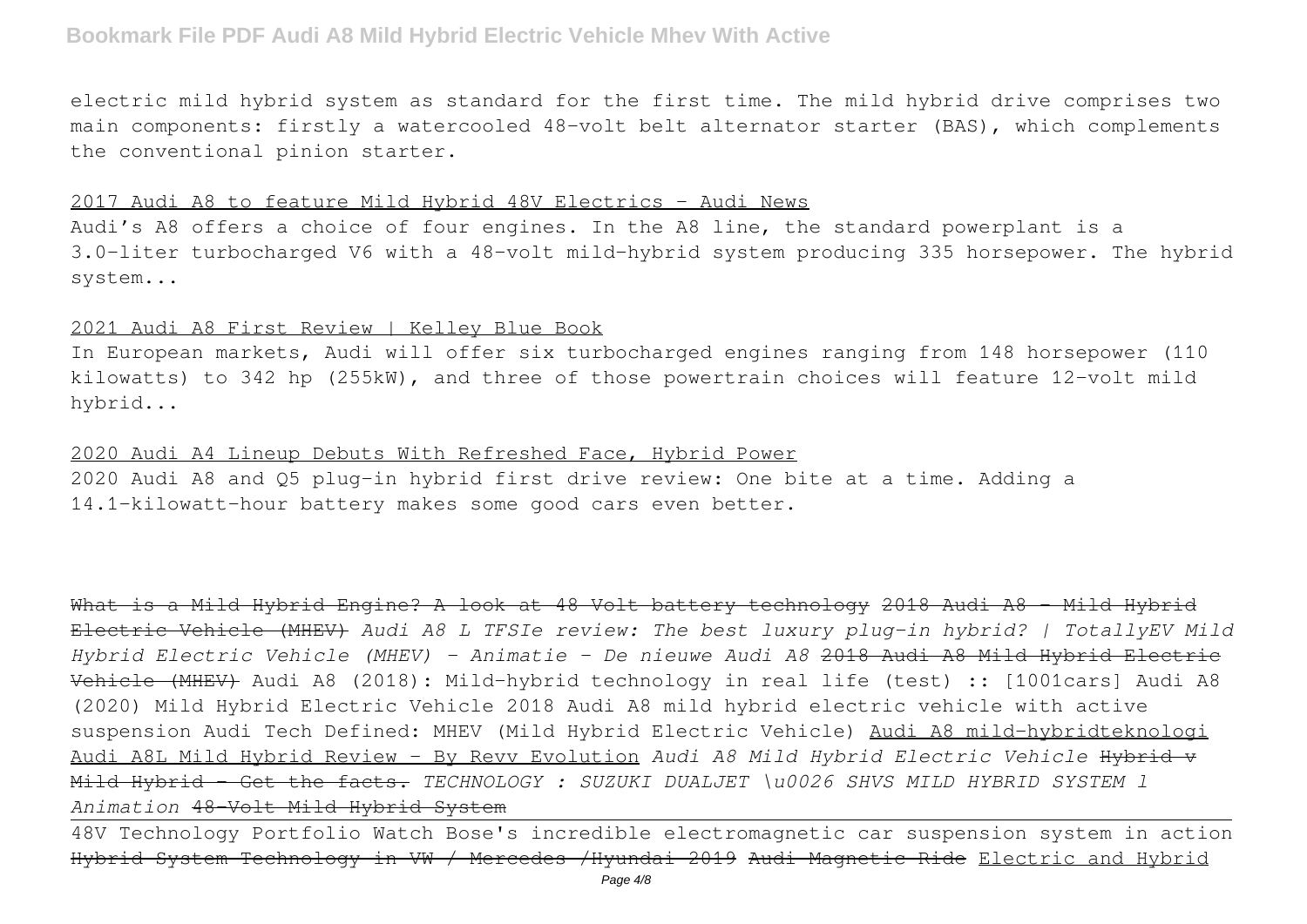electric mild hybrid system as standard for the first time. The mild hybrid drive comprises two main components: firstly a watercooled 48-volt belt alternator starter (BAS), which complements the conventional pinion starter.

2017 Audi A8 to feature Mild Hybrid 48V Electrics - Audi News

Audi's A8 offers a choice of four engines. In the A8 line, the standard powerplant is a 3.0-liter turbocharged V6 with a 48-volt mild-hybrid system producing 335 horsepower. The hybrid system...

2021 Audi A8 First Review | Kelley Blue Book

In European markets, Audi will offer six turbocharged engines ranging from 148 horsepower (110 kilowatts) to 342 hp (255kW), and three of those powertrain choices will feature 12-volt mild hybrid...

2020 Audi A4 Lineup Debuts With Refreshed Face, Hybrid Power

2020 Audi A8 and Q5 plug-in hybrid first drive review: One bite at a time. Adding a 14.1-kilowatt-hour battery makes some good cars even better.

~~What is a Mild Hybrid Engine? A look at 48 Volt battery technology~~ ~~2018 Audi A8 - Mild Hybrid Electric Vehicle (MHEV)~~ *Audi A8 L TFSIe review: The best luxury plug-in hybrid? | TotallyEV Mild Hybrid Electric Vehicle (MHEV) - Animatie - De nieuwe Audi A8* ~~2018 Audi A8 Mild Hybrid Electric Vehicle (MHEV)~~ Audi A8 (2018): Mild-hybrid technology in real life (test) :: [1001cars] Audi A8 (2020) Mild Hybrid Electric Vehicle 2018 Audi A8 mild hybrid electric vehicle with active suspension Audi Tech Defined: MHEV (Mild Hybrid Electric Vehicle) Audi A8 mild-hybridteknologi Audi A8L Mild Hybrid Review - By Revv Evolution *Audi A8 Mild Hybrid Electric Vehicle* ~~Hybrid v Mild Hybrid - Get the facts.~~ *TECHNOLOGY : SUZUKI DUALJET \u0026 SHVS MILD HYBRID SYSTEM l Animation* ~~48-Volt Mild Hybrid System~~

48V Technology Portfolio Watch Bose's incredible electromagnetic car suspension system in action ~~Hybrid System Technology in VW / Mercedes /Hyundai 2019~~ ~~Audi Magnetic Ride~~ Electric and Hybrid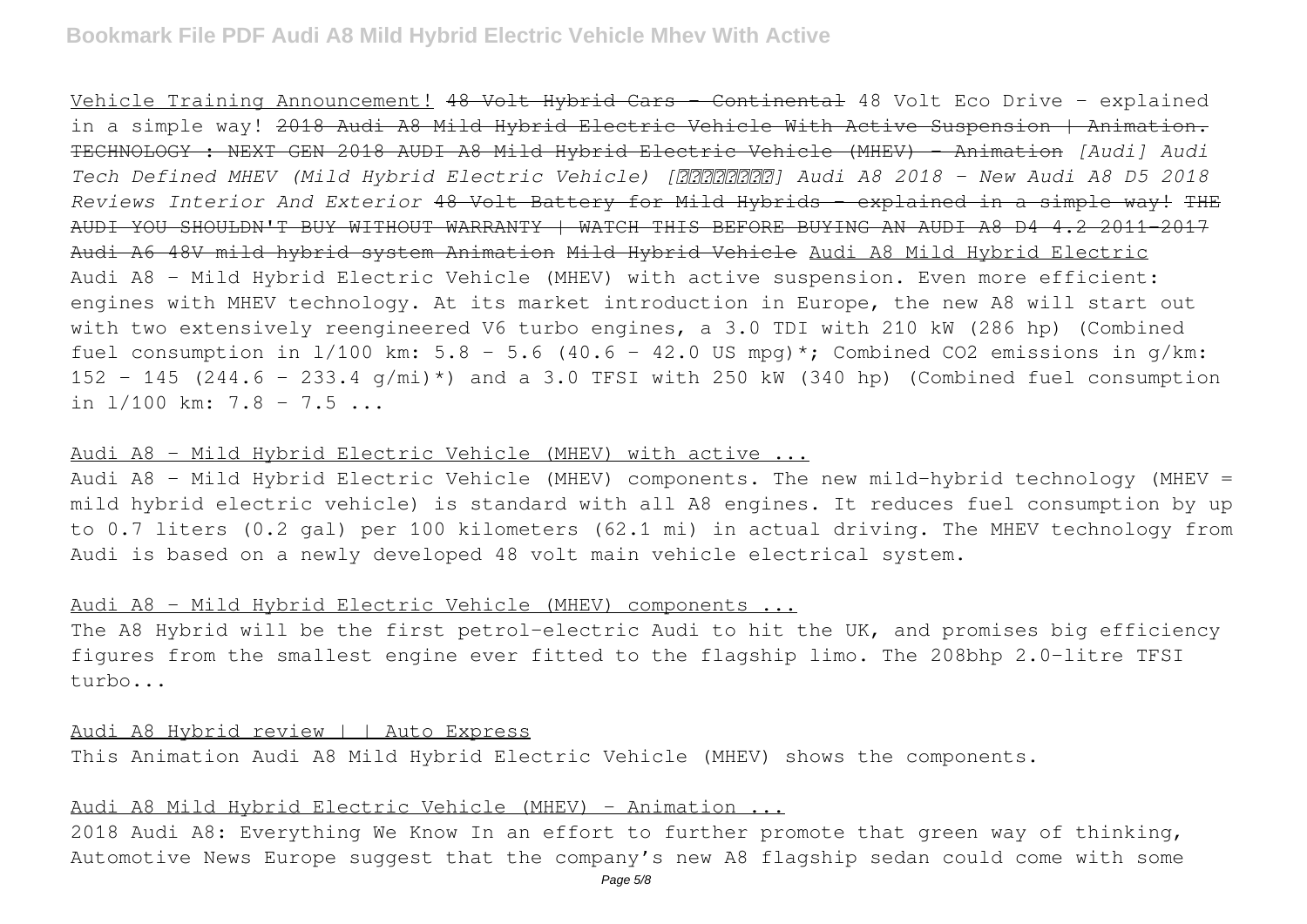Vehicle Training Announcement! ~~48 Volt Hybrid Cars - Continental~~ 48 Volt Eco Drive - explained in a simple way! ~~2018 Audi A8 Mild Hybrid Electric Vehicle With Active Suspension | Animation. TECHNOLOGY : NEXT GEN 2018 AUDI A8 Mild Hybrid Electric Vehicle (MHEV) - Animation~~ *[Audi] Audi Tech Defined MHEV (Mild Hybrid Electric Vehicle) [?????????] Audi A8 2018 - New Audi A8 D5 2018 Reviews Interior And Exterior* ~~48 Volt Battery for Mild Hybrids - explained in a simple way! THE AUDI YOU SHOULDN'T BUY WITHOUT WARRANTY | WATCH THIS BEFORE BUYING AN AUDI A8 D4 4.2 2011-2017 Audi A6 48V mild hybrid system Animation Mild Hybrid Vehicle~~ Audi A8 Mild Hybrid Electric

Audi A8 – Mild Hybrid Electric Vehicle (MHEV) with active suspension. Even more efficient: engines with MHEV technology. At its market introduction in Europe, the new A8 will start out with two extensively reengineered V6 turbo engines, a 3.0 TDI with 210 kW (286 hp) (Combined fuel consumption in l/100 km: 5.8 – 5.6 (40.6 – 42.0 US mpg)*; Combined CO2 emissions in g/km: 152 – 145 (244.6 – 233.4 g/mi)*) and a 3.0 TFSI with 250 kW (340 hp) (Combined fuel consumption in l/100 km: 7.8 – 7.5 ...

Audi A8 – Mild Hybrid Electric Vehicle (MHEV) with active ...

Audi A8 – Mild Hybrid Electric Vehicle (MHEV) components. The new mild-hybrid technology (MHEV = mild hybrid electric vehicle) is standard with all A8 engines. It reduces fuel consumption by up to 0.7 liters (0.2 gal) per 100 kilometers (62.1 mi) in actual driving. The MHEV technology from Audi is based on a newly developed 48 volt main vehicle electrical system.

Audi A8 – Mild Hybrid Electric Vehicle (MHEV) components ...

The A8 Hybrid will be the first petrol-electric Audi to hit the UK, and promises big efficiency figures from the smallest engine ever fitted to the flagship limo. The 208bhp 2.0-litre TFSI turbo...

Audi A8 Hybrid review | | Auto Express

This Animation Audi A8 Mild Hybrid Electric Vehicle (MHEV) shows the components.

Audi A8 Mild Hybrid Electric Vehicle (MHEV) - Animation ...

2018 Audi A8: Everything We Know In an effort to further promote that green way of thinking, Automotive News Europe suggest that the company's new A8 flagship sedan could come with some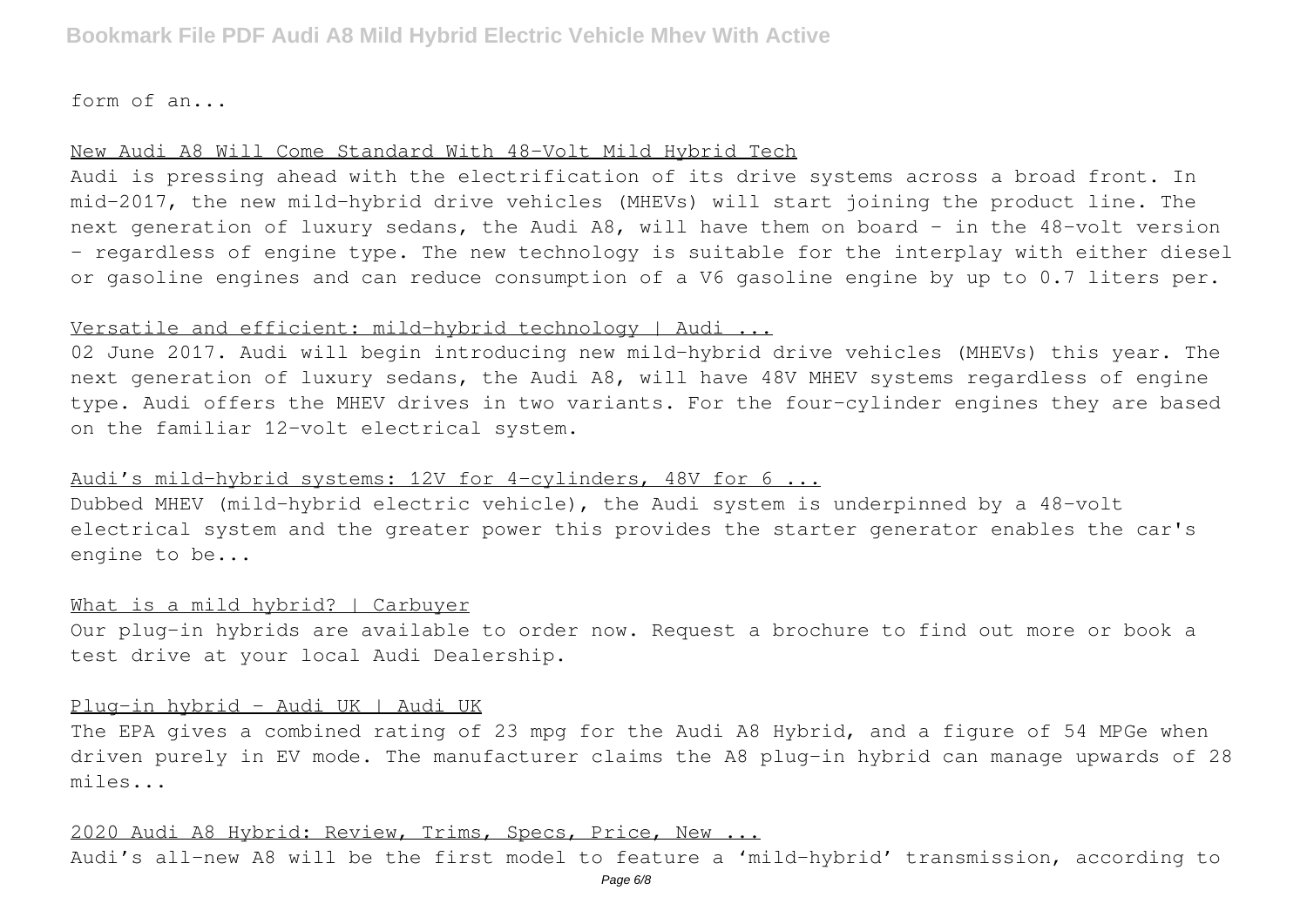form of an...

New Audi A8 Will Come Standard With 48-Volt Mild Hybrid Tech

Audi is pressing ahead with the electrification of its drive systems across a broad front. In mid-2017, the new mild-hybrid drive vehicles (MHEVs) will start joining the product line. The next generation of luxury sedans, the Audi A8, will have them on board – in the 48-volt version – regardless of engine type. The new technology is suitable for the interplay with either diesel or gasoline engines and can reduce consumption of a V6 gasoline engine by up to 0.7 liters per.

Versatile and efficient: mild-hybrid technology | Audi ...

02 June 2017. Audi will begin introducing new mild-hybrid drive vehicles (MHEVs) this year. The next generation of luxury sedans, the Audi A8, will have 48V MHEV systems regardless of engine type. Audi offers the MHEV drives in two variants. For the four-cylinder engines they are based on the familiar 12-volt electrical system.

Audi's mild-hybrid systems: 12V for 4-cylinders, 48V for 6 ...

Dubbed MHEV (mild-hybrid electric vehicle), the Audi system is underpinned by a 48-volt electrical system and the greater power this provides the starter generator enables the car's engine to be...

What is a mild hybrid? | Carbuyer

Our plug-in hybrids are available to order now. Request a brochure to find out more or book a test drive at your local Audi Dealership.

Plug-in hybrid - Audi UK | Audi UK

The EPA gives a combined rating of 23 mpg for the Audi A8 Hybrid, and a figure of 54 MPGe when driven purely in EV mode. The manufacturer claims the A8 plug-in hybrid can manage upwards of 28 miles...

2020 Audi A8 Hybrid: Review, Trims, Specs, Price, New ...

Audi's all-new A8 will be the first model to feature a 'mild-hybrid' transmission, according to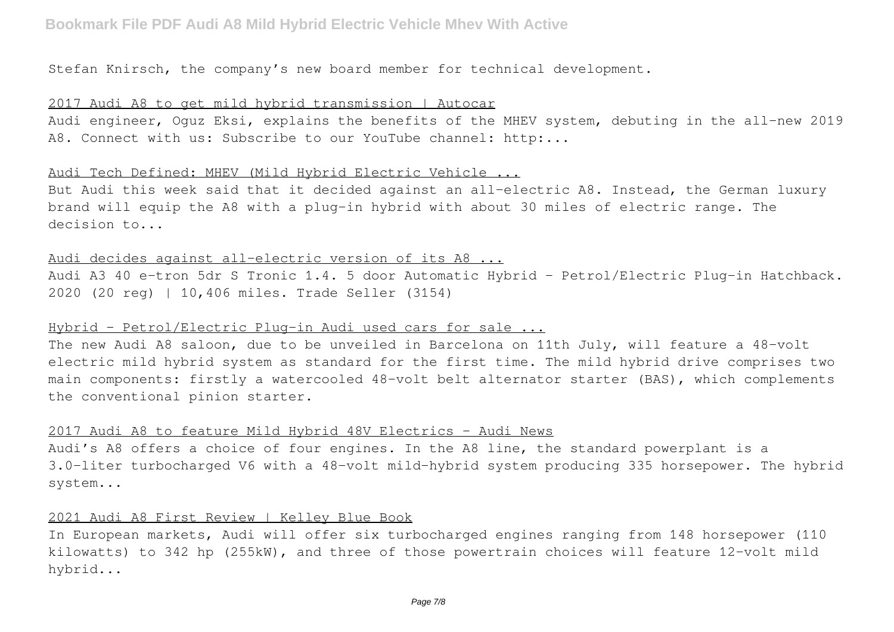Stefan Knirsch, the company's new board member for technical development.

2017 Audi A8 to get mild hybrid transmission | Autocar

Audi engineer, Oguz Eksi, explains the benefits of the MHEV system, debuting in the all-new 2019 A8. Connect with us: Subscribe to our YouTube channel: http:...

Audi Tech Defined: MHEV (Mild Hybrid Electric Vehicle ...

But Audi this week said that it decided against an all-electric A8. Instead, the German luxury brand will equip the A8 with a plug-in hybrid with about 30 miles of electric range. The decision to...

Audi decides against all-electric version of its A8 ...

Audi A3 40 e-tron 5dr S Tronic 1.4. 5 door Automatic Hybrid – Petrol/Electric Plug-in Hatchback. 2020 (20 reg) | 10,406 miles. Trade Seller (3154)

Hybrid – Petrol/Electric Plug-in Audi used cars for sale ...

The new Audi A8 saloon, due to be unveiled in Barcelona on 11th July, will feature a 48-volt electric mild hybrid system as standard for the first time. The mild hybrid drive comprises two main components: firstly a watercooled 48-volt belt alternator starter (BAS), which complements the conventional pinion starter.

2017 Audi A8 to feature Mild Hybrid 48V Electrics - Audi News

Audi's A8 offers a choice of four engines. In the A8 line, the standard powerplant is a 3.0-liter turbocharged V6 with a 48-volt mild-hybrid system producing 335 horsepower. The hybrid system...

2021 Audi A8 First Review | Kelley Blue Book

In European markets, Audi will offer six turbocharged engines ranging from 148 horsepower (110 kilowatts) to 342 hp (255kW), and three of those powertrain choices will feature 12-volt mild hybrid...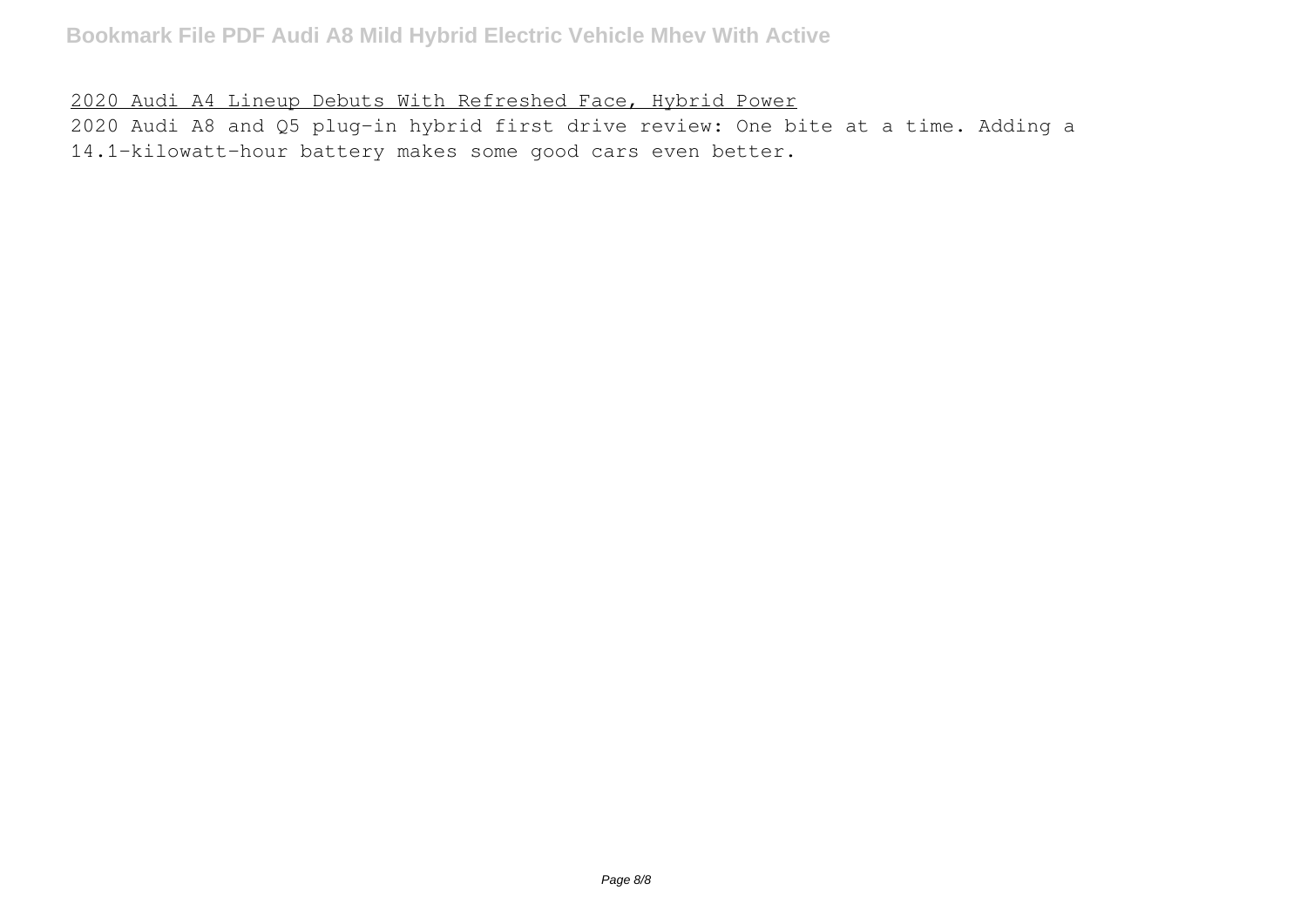2020 Audi A4 Lineup Debuts With Refreshed Face, Hybrid Power

2020 Audi A8 and Q5 plug-in hybrid first drive review: One bite at a time. Adding a 14.1-kilowatt-hour battery makes some good cars even better.